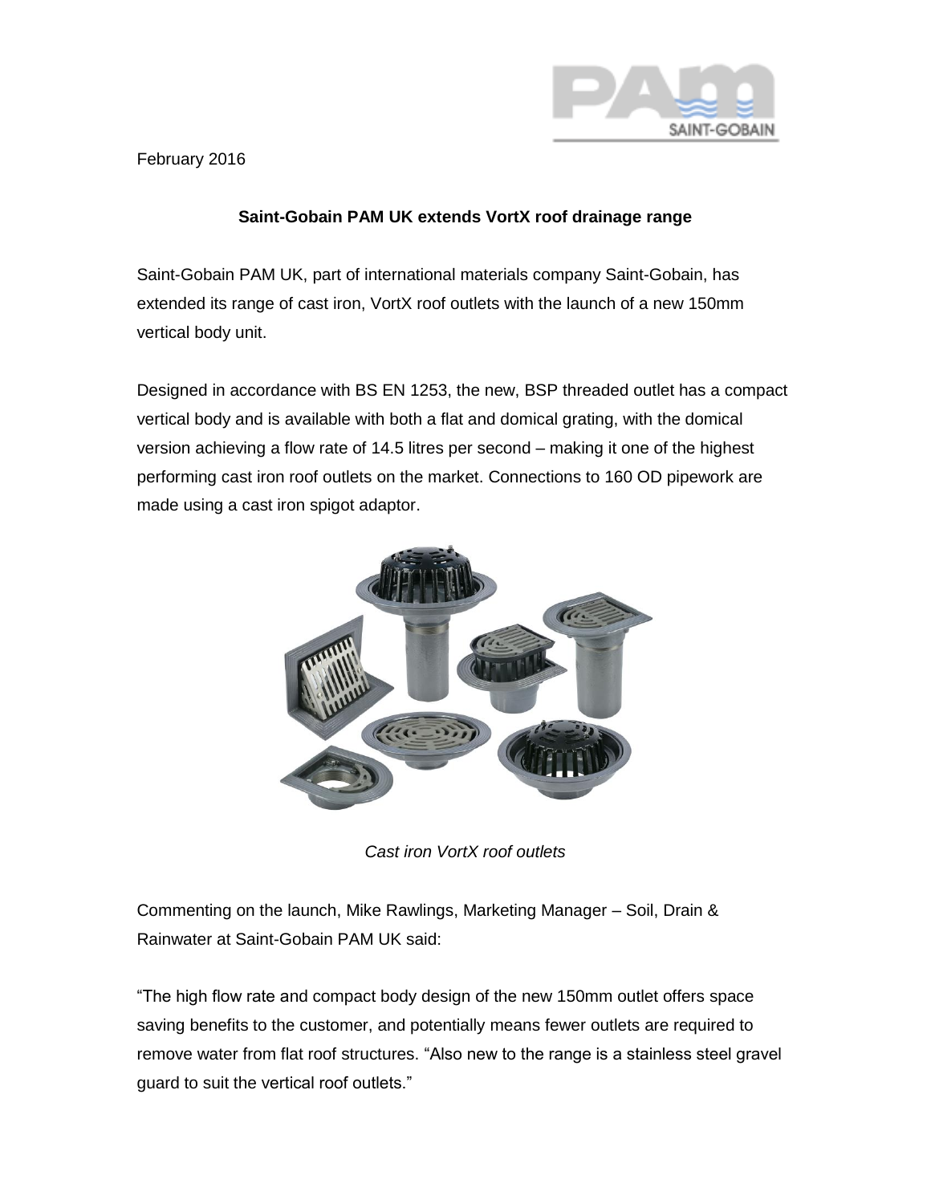February 2016

**Saint-Gobain PAM UK extends VortX roof drainage range**

Saint-Gobain PAM UK, part of international materials company Saint-Gobain, has extended its range of cast iron, VortX roof outlets with the launch of a new 150mm vertical body unit.

Designed in accordance with BS EN 1253, the new, BSP threaded outlet has a compact vertical body and is available with both a flat and domical grating, with the domical version achieving a flow rate of 14.5 litres per second – making it one of the highest performing cast iron roof outlets on the market. Connections to 160 OD pipework are made using a cast iron spigot adaptor.

*Cast iron VortX roof outlets*

Commenting on the launch, Mike Rawlings, Marketing Manager – Soil, Drain & Rainwater at Saint-Gobain PAM UK said:

"The high flow rate and compact body design of the new 150mm outlet offers space saving benefits to the customer, and potentially means fewer outlets are required to remove water from flat roof structures. "Also new to the range is a stainless steel gravel guard to suit the vertical roof outlets."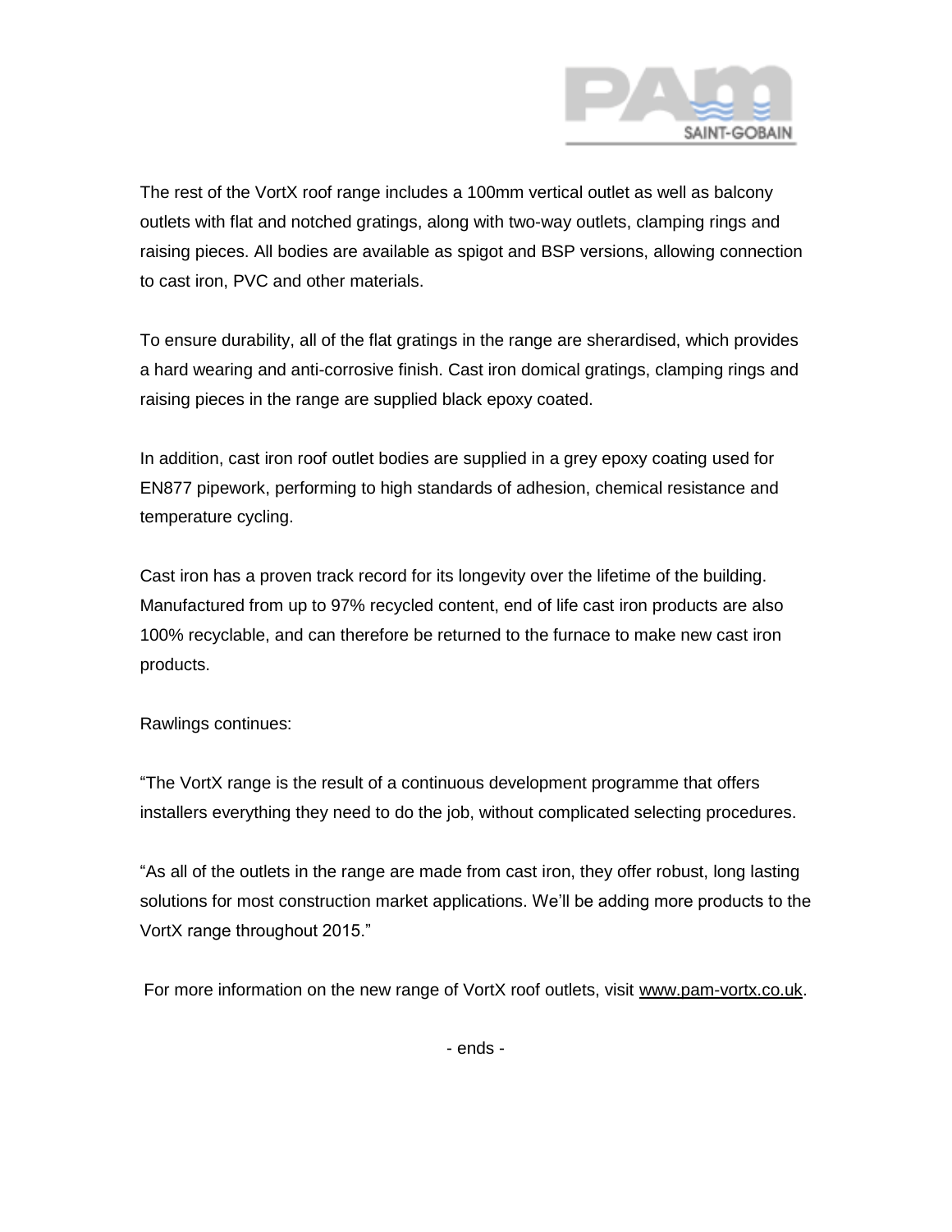The rest of the VortX roof range includes a 100mm vertical outlet as well as balcony outlets with flat and notched gratings, along with two-way outlets, clamping rings and raising pieces. All bodies are available as spigot and BSP versions, allowing connection to cast iron, PVC and other materials.

To ensure durability, all of the flat gratings in the range are sherardised, which provides a hard wearing and anti-corrosive finish. Cast iron domical gratings, clamping rings and raising pieces in the range are supplied black epoxy coated.

In addition, cast iron roof outlet bodies are supplied in a grey epoxy coating used for EN877 pipework, performing to high standards of adhesion, chemical resistance and temperature cycling.

Cast iron has a proven track record for its longevity over the lifetime of the building. Manufactured from up to 97% recycled content, end of life cast iron products are also 100% recyclable, and can therefore be returned to the furnace to make new cast iron products.

Rawlings continues:

"The VortX range is the result of a continuous development programme that offers installers everything they need to do the job, without complicated selecting procedures.

"As all of the outlets in the range are made from cast iron, they offer robust, long lasting solutions for most construction market applications. We'll be adding more products to the VortX range throughout 2015."

For more information on the new range of VortX roof outlets, visit www.pam-vortx.co.uk.

- ends -